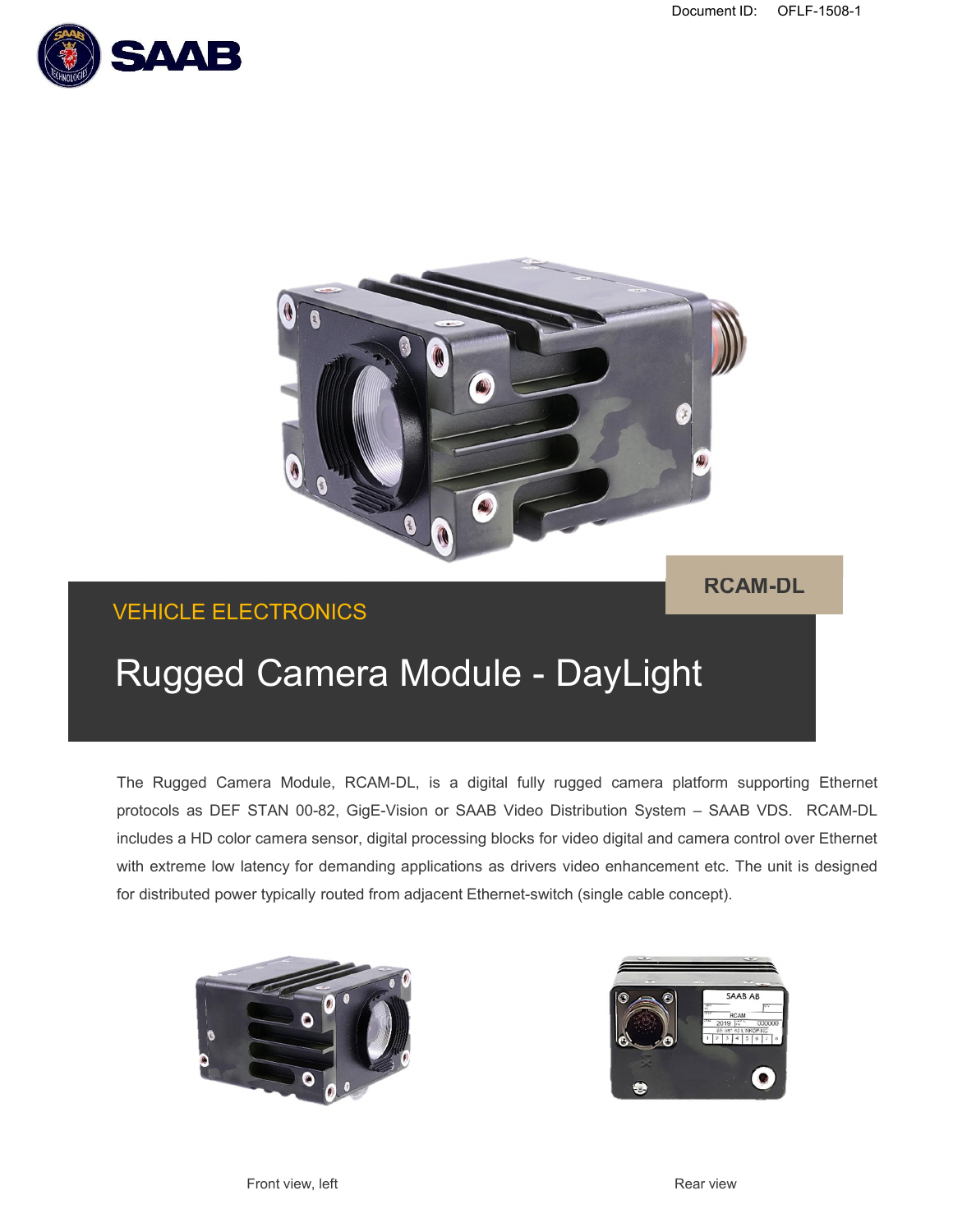Document ID: OFLF-1508-1

RCAM-DL

VEHICLE ELECTRONICS

# Rugged Camera Module - DayLight

The Rugged Camera Module, RCAM-DL, is a digital fully rugged camera platform supporting Ethernet protocols as DEF STAN 00-82, GigE-Vision or SAAB Video Distribution System – SAAB VDS. RCAM-DL includes a HD color camera sensor, digital processing blocks for video digital and camera control over Ethernet with extreme low latency for demanding applications as drivers video enhancement etc. The unit is designed for distributed power typically routed from adjacent Ethernet-switch (single cable concept).

Front view, left

Rear view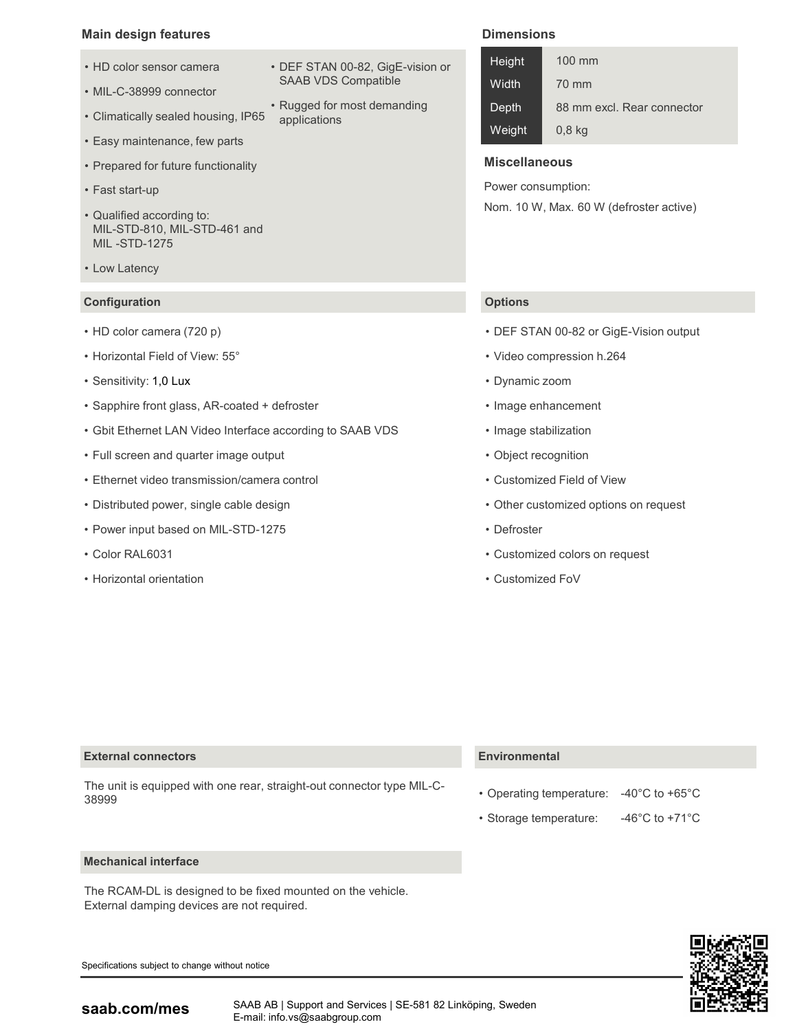## Main design features

- HD color sensor camera
- MIL-C-38999 connector
- Climatically sealed housing, IP65
- Easy maintenance, few parts
- Prepared for future functionality
- Fast start-up
- Qualified according to: MIL-STD-810, MIL-STD-461 and MIL -STD-1275
- Low Latency
- DEF STAN 00-82, GigE-vision or SAAB VDS Compatible
- Rugged for most demanding applications

## Dimensions

| | |
|---|---|
| Height | 100 mm |
| Width | 70 mm |
| Depth | 88 mm excl. Rear connector |
| Weight | 0,8 kg |

## Miscellaneous

Power consumption:

Nom. 10 W, Max. 60 W (defroster active)

## Configuration

- HD color camera (720 p)
- Horizontal Field of View: 55°
- Sensitivity: 1,0 Lux
- Sapphire front glass, AR-coated + defroster
- Gbit Ethernet LAN Video Interface according to SAAB VDS
- Full screen and quarter image output
- Ethernet video transmission/camera control
- Distributed power, single cable design
- Power input based on MIL-STD-1275
- Color RAL6031
- Horizontal orientation

## Options

- DEF STAN 00-82 or GigE-Vision output
- Video compression h.264
- Dynamic zoom
- Image enhancement
- Image stabilization
- Object recognition
- Customized Field of View
- Other customized options on request
- Defroster
- Customized colors on request
- Customized FoV

## External connectors

The unit is equipped with one rear, straight-out connector type MIL-C-38999

## Environmental

- Operating temperature: -40°C to +65°C
- Storage temperature: -46°C to +71°C

## Mechanical interface

The RCAM-DL is designed to be fixed mounted on the vehicle. External damping devices are not required.

Specifications subject to change without notice

**saab.com/mes**

SAAB AB | Support and Services | SE-581 82 Linköping, Sweden
E-mail: info.vs@saabgroup.com